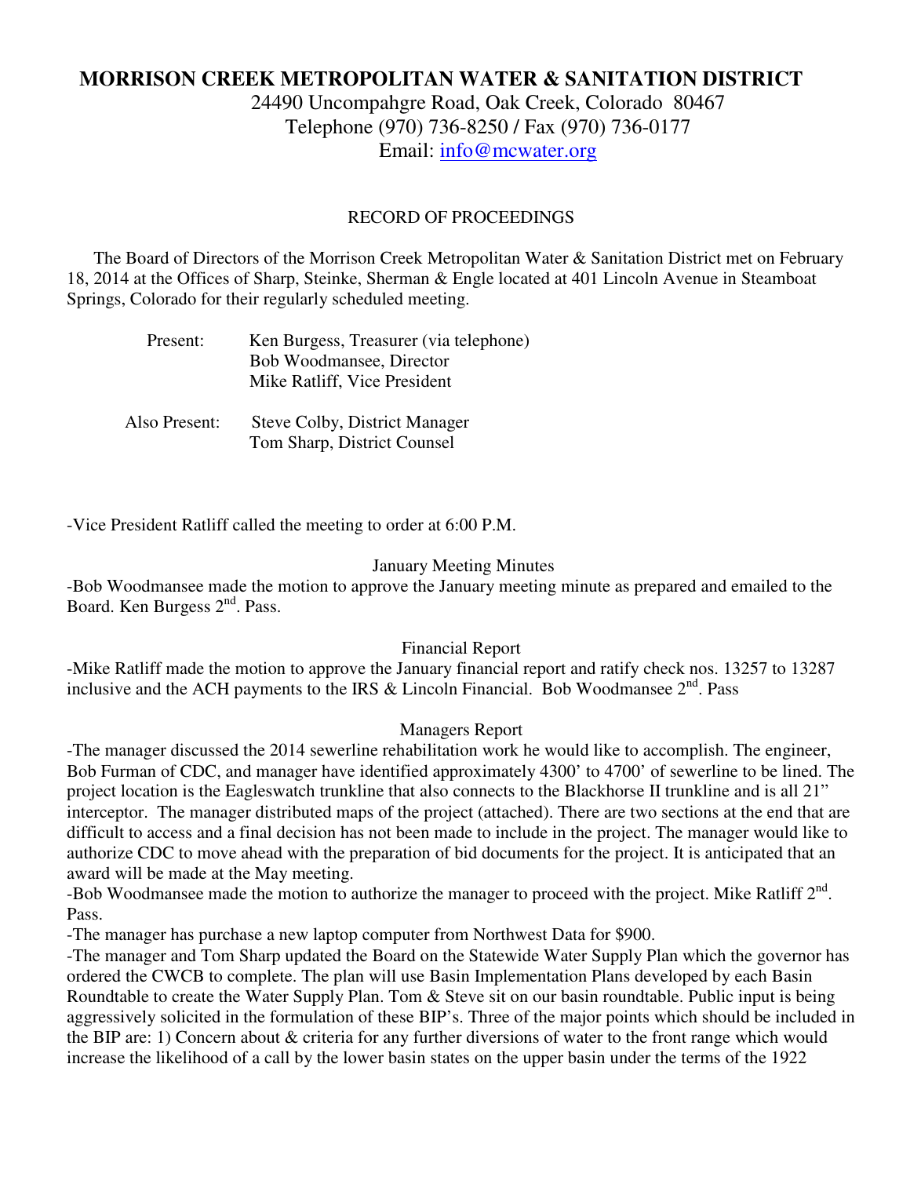# MORRISON CREEK METROPOLITAN WATER & SANITATION DISTRICT

24490 Uncompahgre Road, Oak Creek, Colorado 80467
Telephone (970) 736-8250 / Fax (970) 736-0177
Email: info@mcwater.org

## RECORD OF PROCEEDINGS

The Board of Directors of the Morrison Creek Metropolitan Water & Sanitation District met on February 18, 2014 at the Offices of Sharp, Steinke, Sherman & Engle located at 401 Lincoln Avenue in Steamboat Springs, Colorado for their regularly scheduled meeting.

Present: Ken Burgess, Treasurer (via telephone)
Bob Woodmansee, Director
Mike Ratliff, Vice President

Also Present: Steve Colby, District Manager
Tom Sharp, District Counsel

-Vice President Ratliff called the meeting to order at 6:00 P.M.

### January Meeting Minutes

-Bob Woodmansee made the motion to approve the January meeting minute as prepared and emailed to the Board. Ken Burgess 2nd. Pass.

### Financial Report

-Mike Ratliff made the motion to approve the January financial report and ratify check nos. 13257 to 13287 inclusive and the ACH payments to the IRS & Lincoln Financial. Bob Woodmansee 2nd. Pass

### Managers Report

-The manager discussed the 2014 sewerline rehabilitation work he would like to accomplish. The engineer, Bob Furman of CDC, and manager have identified approximately 4300' to 4700' of sewerline to be lined. The project location is the Eagleswatch trunkline that also connects to the Blackhorse II trunkline and is all 21" interceptor. The manager distributed maps of the project (attached). There are two sections at the end that are difficult to access and a final decision has not been made to include in the project. The manager would like to authorize CDC to move ahead with the preparation of bid documents for the project. It is anticipated that an award will be made at the May meeting.

-Bob Woodmansee made the motion to authorize the manager to proceed with the project. Mike Ratliff 2nd. Pass.

-The manager has purchase a new laptop computer from Northwest Data for $900.

-The manager and Tom Sharp updated the Board on the Statewide Water Supply Plan which the governor has ordered the CWCB to complete. The plan will use Basin Implementation Plans developed by each Basin Roundtable to create the Water Supply Plan. Tom & Steve sit on our basin roundtable. Public input is being aggressively solicited in the formulation of these BIP's. Three of the major points which should be included in the BIP are: 1) Concern about & criteria for any further diversions of water to the front range which would increase the likelihood of a call by the lower basin states on the upper basin under the terms of the 1922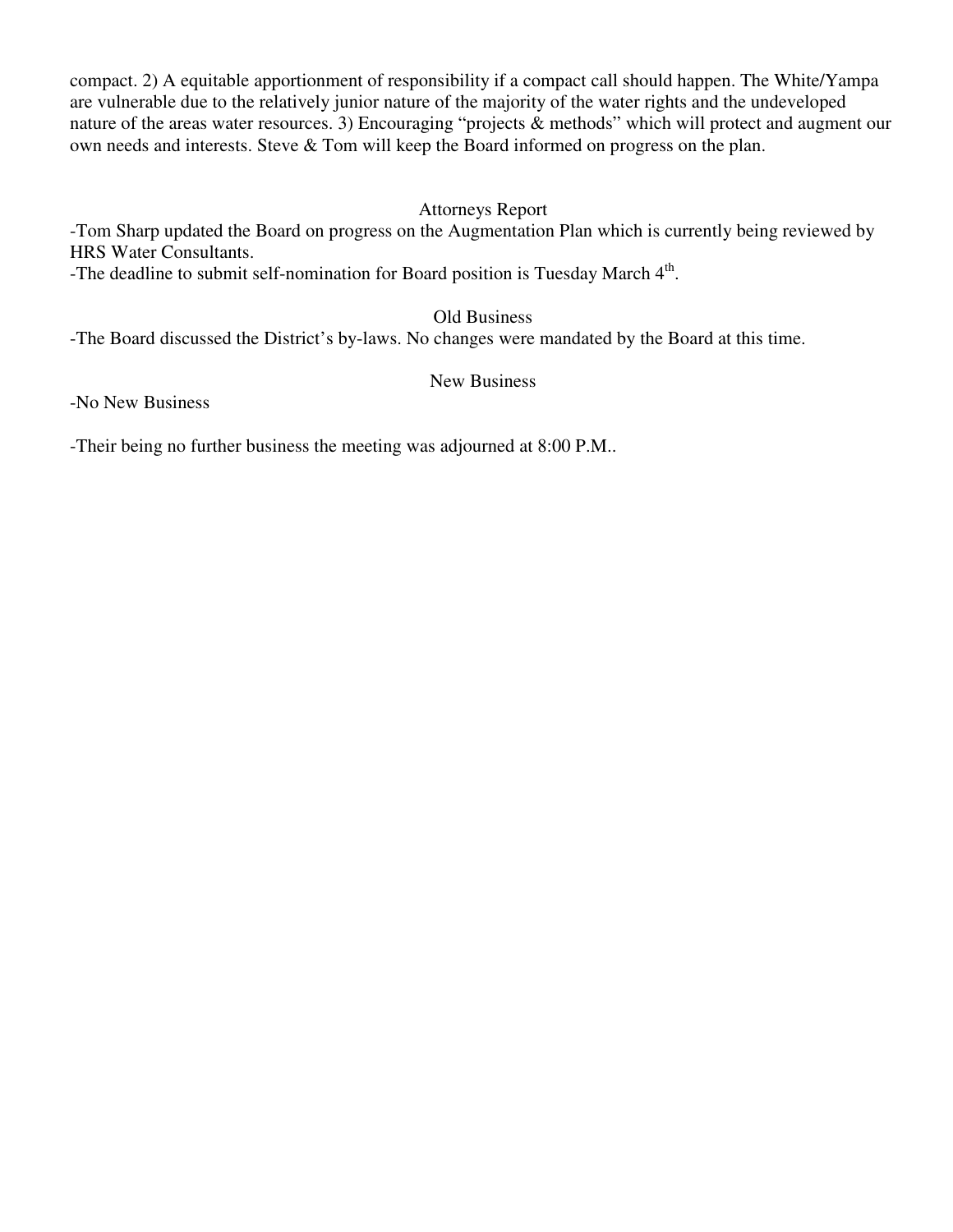compact. 2) A equitable apportionment of responsibility if a compact call should happen. The White/Yampa are vulnerable due to the relatively junior nature of the majority of the water rights and the undeveloped nature of the areas water resources. 3) Encouraging "projects & methods" which will protect and augment our own needs and interests. Steve & Tom will keep the Board informed on progress on the plan.

## Attorneys Report

-Tom Sharp updated the Board on progress on the Augmentation Plan which is currently being reviewed by HRS Water Consultants.
-The deadline to submit self-nomination for Board position is Tuesday March 4th.

## Old Business

-The Board discussed the District's by-laws. No changes were mandated by the Board at this time.

## New Business

-No New Business

-Their being no further business the meeting was adjourned at 8:00 P.M..